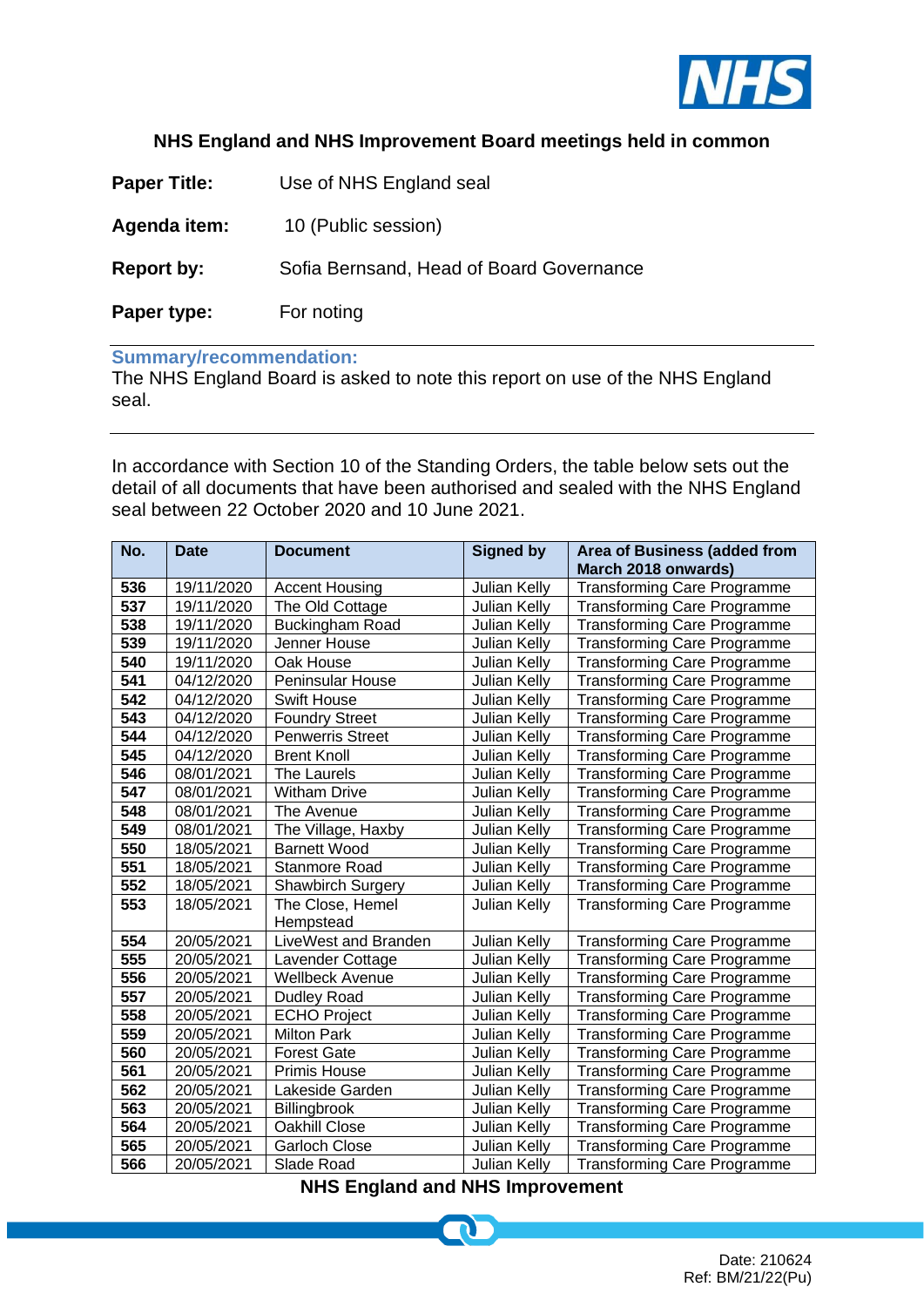## NHS England and NHS Improvement Board meetings held in common

**Paper Title:** Use of NHS England seal

**Agenda item:** 10 (Public session)

**Report by:** Sofia Bernsand, Head of Board Governance

**Paper type:** For noting

**Summary/recommendation:**

The NHS England Board is asked to note this report on use of the NHS England seal.

---

In accordance with Section 10 of the Standing Orders, the table below sets out the detail of all documents that have been authorised and sealed with the NHS England seal between 22 October 2020 and 10 June 2021.

| No. | Date | Document | Signed by | Area of Business (added from March 2018 onwards) |
|---|---|---|---|---|
| **536** | 19/11/2020 | Accent Housing | Julian Kelly | Transforming Care Programme |
| **537** | 19/11/2020 | The Old Cottage | Julian Kelly | Transforming Care Programme |
| **538** | 19/11/2020 | Buckingham Road | Julian Kelly | Transforming Care Programme |
| **539** | 19/11/2020 | Jenner House | Julian Kelly | Transforming Care Programme |
| **540** | 19/11/2020 | Oak House | Julian Kelly | Transforming Care Programme |
| **541** | 04/12/2020 | Peninsular House | Julian Kelly | Transforming Care Programme |
| **542** | 04/12/2020 | Swift House | Julian Kelly | Transforming Care Programme |
| **543** | 04/12/2020 | Foundry Street | Julian Kelly | Transforming Care Programme |
| **544** | 04/12/2020 | Penwerris Street | Julian Kelly | Transforming Care Programme |
| **545** | 04/12/2020 | Brent Knoll | Julian Kelly | Transforming Care Programme |
| **546** | 08/01/2021 | The Laurels | Julian Kelly | Transforming Care Programme |
| **547** | 08/01/2021 | Witham Drive | Julian Kelly | Transforming Care Programme |
| **548** | 08/01/2021 | The Avenue | Julian Kelly | Transforming Care Programme |
| **549** | 08/01/2021 | The Village, Haxby | Julian Kelly | Transforming Care Programme |
| **550** | 18/05/2021 | Barnett Wood | Julian Kelly | Transforming Care Programme |
| **551** | 18/05/2021 | Stanmore Road | Julian Kelly | Transforming Care Programme |
| **552** | 18/05/2021 | Shawbirch Surgery | Julian Kelly | Transforming Care Programme |
| **553** | 18/05/2021 | The Close, Hemel Hempstead | Julian Kelly | Transforming Care Programme |
| **554** | 20/05/2021 | LiveWest and Branden | Julian Kelly | Transforming Care Programme |
| **555** | 20/05/2021 | Lavender Cottage | Julian Kelly | Transforming Care Programme |
| **556** | 20/05/2021 | Wellbeck Avenue | Julian Kelly | Transforming Care Programme |
| **557** | 20/05/2021 | Dudley Road | Julian Kelly | Transforming Care Programme |
| **558** | 20/05/2021 | ECHO Project | Julian Kelly | Transforming Care Programme |
| **559** | 20/05/2021 | Milton Park | Julian Kelly | Transforming Care Programme |
| **560** | 20/05/2021 | Forest Gate | Julian Kelly | Transforming Care Programme |
| **561** | 20/05/2021 | Primis House | Julian Kelly | Transforming Care Programme |
| **562** | 20/05/2021 | Lakeside Garden | Julian Kelly | Transforming Care Programme |
| **563** | 20/05/2021 | Billingbrook | Julian Kelly | Transforming Care Programme |
| **564** | 20/05/2021 | Oakhill Close | Julian Kelly | Transforming Care Programme |
| **565** | 20/05/2021 | Garloch Close | Julian Kelly | Transforming Care Programme |
| **566** | 20/05/2021 | Slade Road | Julian Kelly | Transforming Care Programme |

Date: 210624
Ref: BM/21/22(Pu)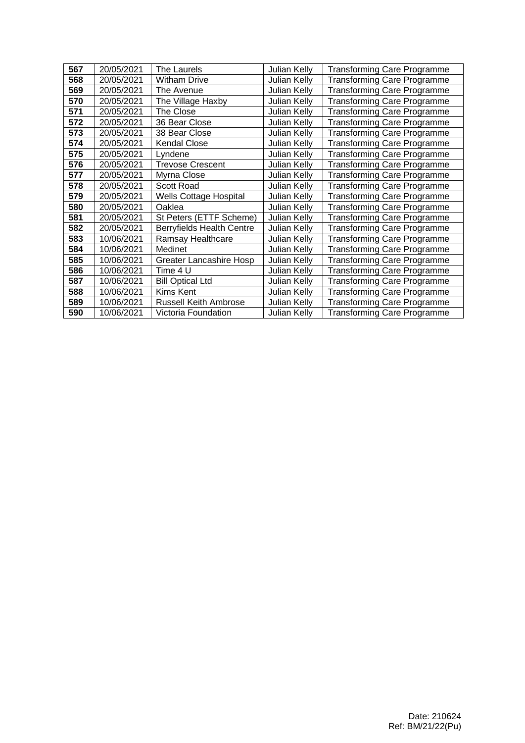| | | | | |
|---|---|---|---|---|
| **567** | 20/05/2021 | The Laurels | Julian Kelly | Transforming Care Programme |
| **568** | 20/05/2021 | Witham Drive | Julian Kelly | Transforming Care Programme |
| **569** | 20/05/2021 | The Avenue | Julian Kelly | Transforming Care Programme |
| **570** | 20/05/2021 | The Village Haxby | Julian Kelly | Transforming Care Programme |
| **571** | 20/05/2021 | The Close | Julian Kelly | Transforming Care Programme |
| **572** | 20/05/2021 | 36 Bear Close | Julian Kelly | Transforming Care Programme |
| **573** | 20/05/2021 | 38 Bear Close | Julian Kelly | Transforming Care Programme |
| **574** | 20/05/2021 | Kendal Close | Julian Kelly | Transforming Care Programme |
| **575** | 20/05/2021 | Lyndene | Julian Kelly | Transforming Care Programme |
| **576** | 20/05/2021 | Trevose Crescent | Julian Kelly | Transforming Care Programme |
| **577** | 20/05/2021 | Myrna Close | Julian Kelly | Transforming Care Programme |
| **578** | 20/05/2021 | Scott Road | Julian Kelly | Transforming Care Programme |
| **579** | 20/05/2021 | Wells Cottage Hospital | Julian Kelly | Transforming Care Programme |
| **580** | 20/05/2021 | Oaklea | Julian Kelly | Transforming Care Programme |
| **581** | 20/05/2021 | St Peters (ETTF Scheme) | Julian Kelly | Transforming Care Programme |
| **582** | 20/05/2021 | Berryfields Health Centre | Julian Kelly | Transforming Care Programme |
| **583** | 10/06/2021 | Ramsay Healthcare | Julian Kelly | Transforming Care Programme |
| **584** | 10/06/2021 | Medinet | Julian Kelly | Transforming Care Programme |
| **585** | 10/06/2021 | Greater Lancashire Hosp | Julian Kelly | Transforming Care Programme |
| **586** | 10/06/2021 | Time 4 U | Julian Kelly | Transforming Care Programme |
| **587** | 10/06/2021 | Bill Optical Ltd | Julian Kelly | Transforming Care Programme |
| **588** | 10/06/2021 | Kims Kent | Julian Kelly | Transforming Care Programme |
| **589** | 10/06/2021 | Russell Keith Ambrose | Julian Kelly | Transforming Care Programme |
| **590** | 10/06/2021 | Victoria Foundation | Julian Kelly | Transforming Care Programme |

Date: 210624
Ref: BM/21/22(Pu)